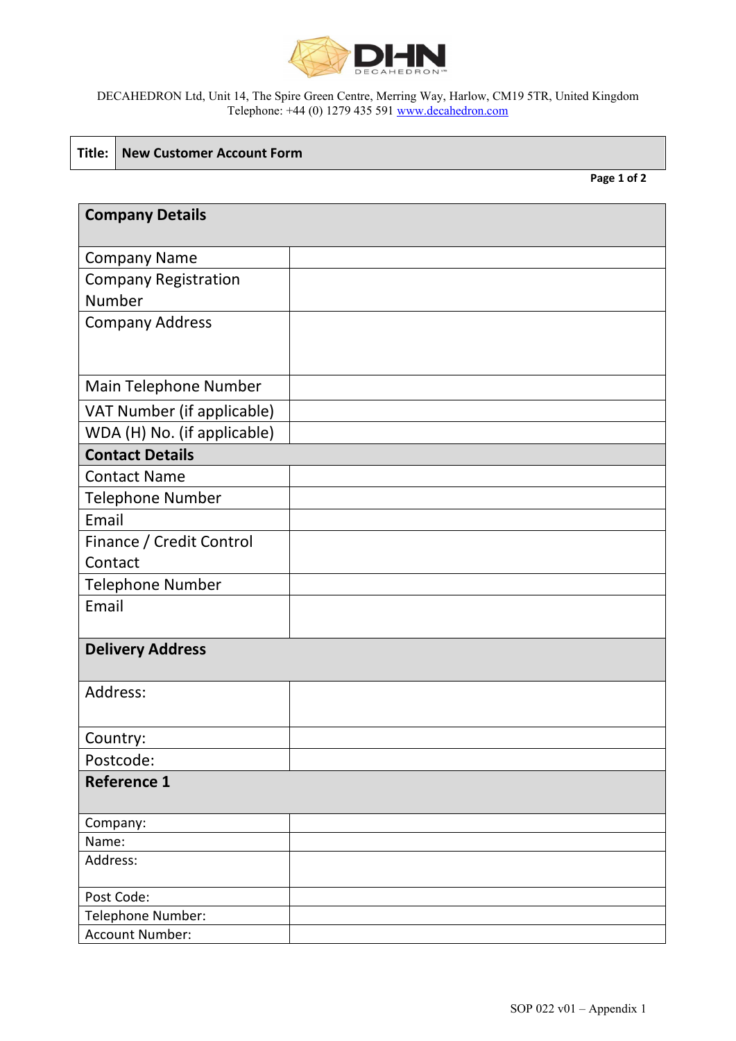DECAHEDRON Ltd, Unit 14, The Spire Green Centre, Merring Way, Harlow, CM19 5TR, United Kingdom
Telephone: +44 (0) 1279 435 591 www.decahedron.com

| Title: | New Customer Account Form |
|---|---|

| Company Details | |
|---|---|
| Company Name | |
| Company Registration Number | |
| Company Address | |
| Main Telephone Number | |
| VAT Number (if applicable) | |
| WDA (H) No. (if applicable) | |
| **Contact Details** | |
| Contact Name | |
| Telephone Number | |
| Email | |
| Finance / Credit Control Contact | |
| Telephone Number | |
| Email | |
| **Delivery Address** | |
| Address: | |
| Country: | |
| Postcode: | |
| **Reference 1** | |
| Company: | |
| Name: | |
| Address: | |
| Post Code: | |
| Telephone Number: | |
| Account Number: | |

SOP 022 v01 – Appendix 1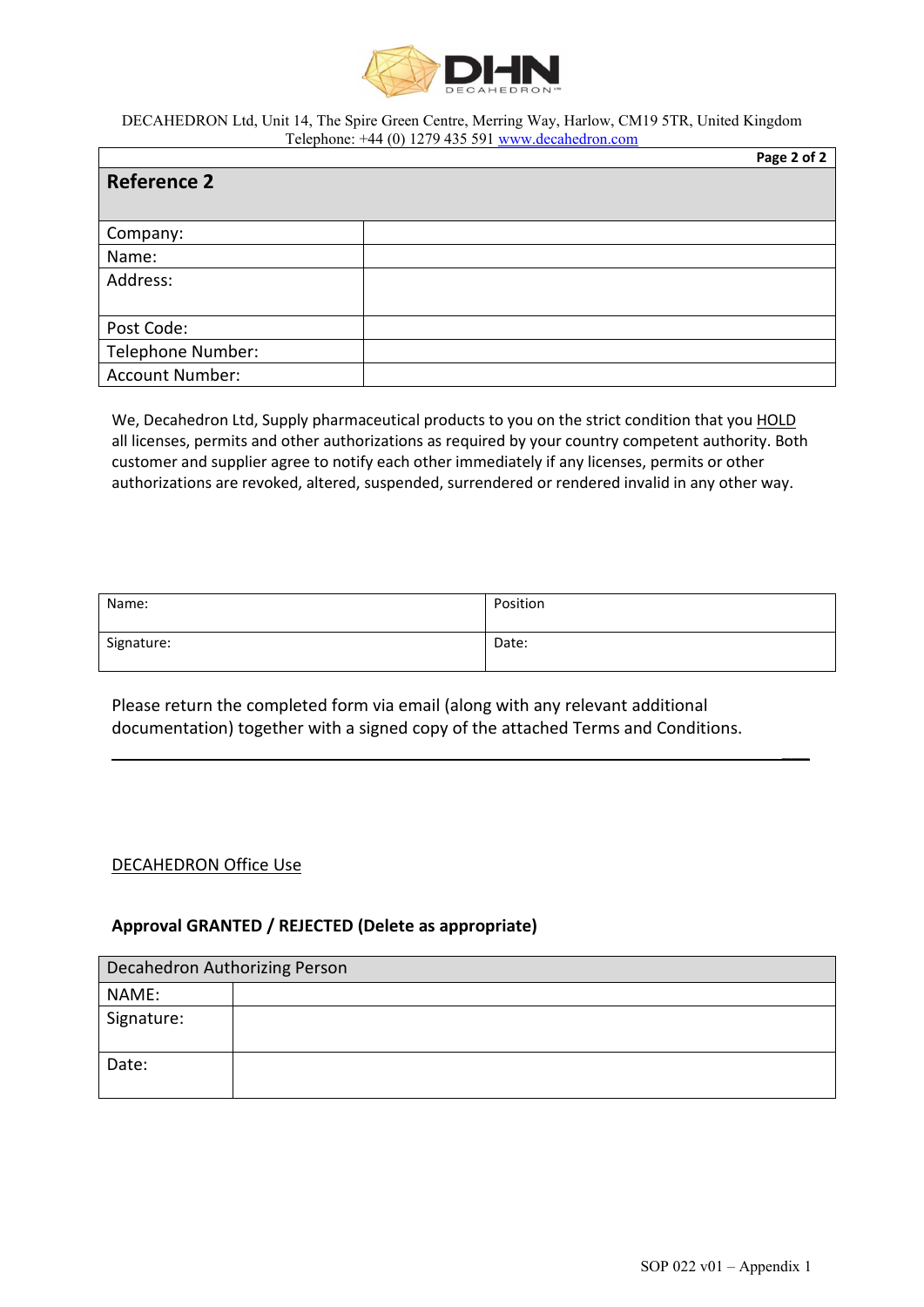DECAHEDRON Ltd, Unit 14, The Spire Green Centre, Merring Way, Harlow, CM19 5TR, United Kingdom
Telephone: +44 (0) 1279 435 591 www.decahedron.com

## Reference 2

| | |
|---|---|
| Company: | |
| Name: | |
| Address: | |
| Post Code: | |
| Telephone Number: | |
| Account Number: | |

We, Decahedron Ltd, Supply pharmaceutical products to you on the strict condition that you HOLD all licenses, permits and other authorizations as required by your country competent authority. Both customer and supplier agree to notify each other immediately if any licenses, permits or other authorizations are revoked, altered, suspended, surrendered or rendered invalid in any other way.

| | |
|---|---|
| Name: | Position |
| Signature: | Date: |

Please return the completed form via email (along with any relevant additional documentation) together with a signed copy of the attached Terms and Conditions.

DECAHEDRON Office Use

**Approval GRANTED / REJECTED (Delete as appropriate)**

| Decahedron Authorizing Person | |
|---|---|
| NAME: | |
| Signature: | |
| Date: | |

SOP 022 v01 – Appendix 1